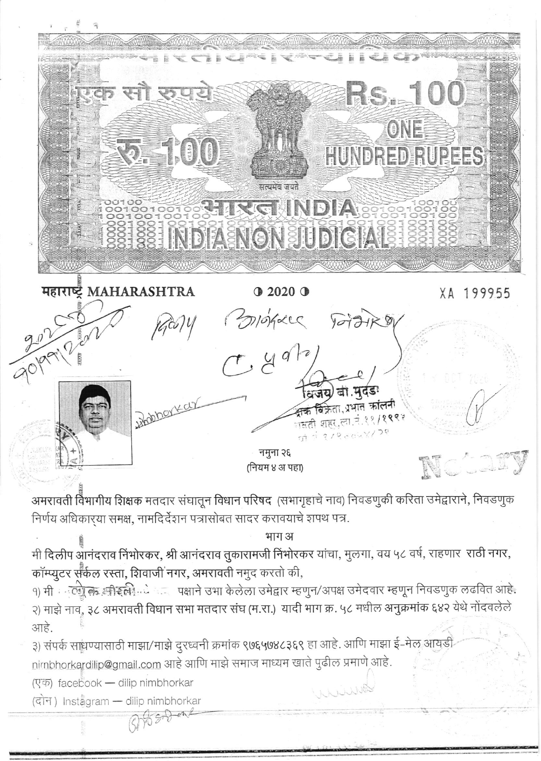एक सौ रुपये Rs. 100

रु. 100 ONE HUNDRED RUPEES

सत्यमेव जयते

भारत INDIA

INDIA NON JUDICIAL

महाराष्ट्र MAHARASHTRA ● 2020 ● XA 199955

नमुना २६
(नियम ४ अ पहा)

अमरावती विभागीय शिक्षक मतदार संघातून विधान परिषद (सभागृहाचे नाव) निवडणुकी करिता उमेद्वाराने, निवडणुक निर्णय अधिकाऱ्या समक्ष, नामदिर्देशन पत्रासोबत सादर करावयाचे शपथ पत्र.

भाग अ

मी दिलीप आनंदराव निंभोरकर, श्री आनंदराव तुकारामजी निंभोरकर यांचा, मुलगा, वय ५८ वर्ष, राहणार राठी नगर, कॉम्प्युटर सर्कल रस्ता, शिवाजी नगर, अमरावती नमुद करतो की,

१) मी ~~लोक भारती~~ पक्षाने उभा केलेला उमेद्वार म्हणुन/अपक्ष उमेदवार म्हणून निवडणुक लढवित आहे.

२) माझे नाव, ३८ अमरावती विधान सभा मतदार संघ (म.रा.) यादी भाग क्र. ५८ मधील अनुक्रमांक ६४२ येथे नोंदवलेले आहे.

३) संपर्क साधण्यासाठी माझा/माझे दुरध्वनी क्रमांक ९७६५७४८३६९ हा आहे. आणि माझा ई-मेल आयडी nimbhorkardilip@gmail.com आहे आणि माझे समाज माध्यम खाते पुढील प्रमाणे आहे.

(एक) facebook — dilip nimbhorkar

(दोन) Instagram — dilip nimbhorkar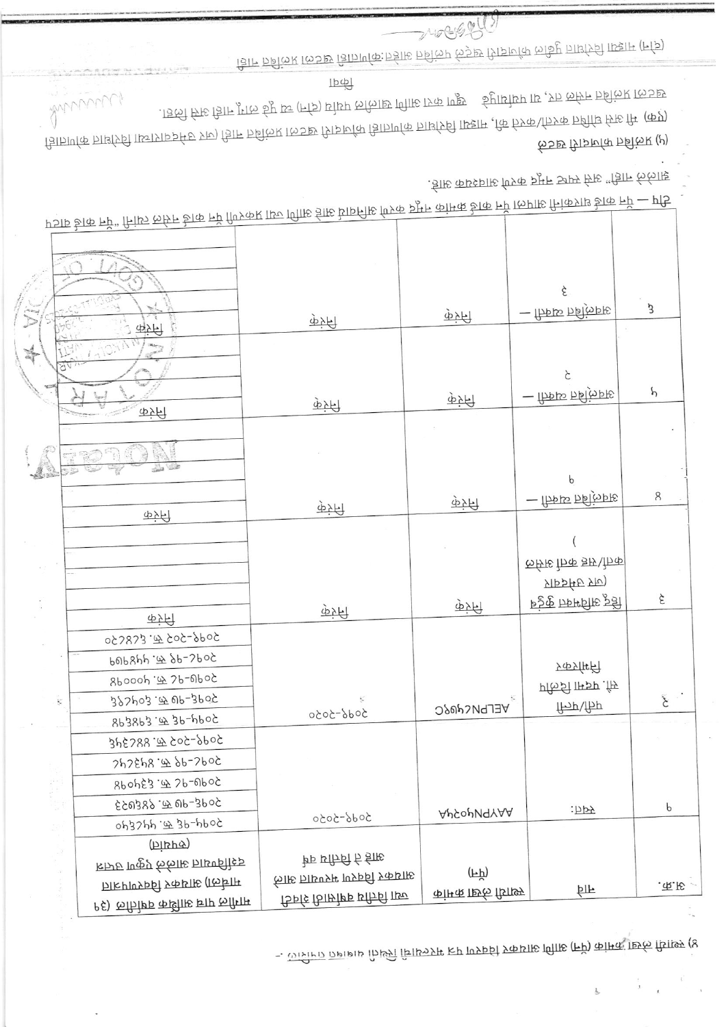४) स्थायी लेखा क्रमांक (पॅन) आणि आयकर विवरण पत्र दाखल करण्याविषयीचा तपशील :-

| अ.क्र. | नाव | स्थायी लेखा क्रमांक (पॅन) | ज्या वित्तीय वर्षासाठी शेवटचे आयकर विवरणपत्र दाखल केले ते वित्तीय वर्ष | मागील पाच वित्तीय वर्षांकरिता (३१ मार्च रोजी संपणाऱ्या) आयकर विवरणपत्रांत दर्शविलेले एकूण उत्पन्न (रुपयांत) |
|---|---|---|---|---|
| १ | स्वतः | AAYPN4054A | २०१९-२०२० | २०१५-१६ रु. ५५३२५०<br>२०१६-१७ रु. ९४६३२३<br>२०१७-१८ रु. ६३५०४८<br>२०१८-१९ रु. ४५२५७५<br>२०१९-२० रु. ४४६३५५ |
| २ | पती/पत्नी श्री. पद्मा विठ्ठल निंबाळकर | AELPN4986C | २०१९-२०२० | २०१५-१६ रु. ३९४३९८<br>२०१६-१७ रु. ३६२५०५<br>२०१७-१८ रु. ५०००४८<br>२०१८-१९ रु. ५५४८९७<br>२०१९-२० रु. ६३८२७० |
| ३ | हिंदू अविभक्त कुटुंब (जर उमेदवार कर्ता/सह कर्ता असेल तर) | निरंक | निरंक | निरंक |
| ४ | अवलंबित व्यक्ती — १ | निरंक | निरंक | निरंक |
| ५ | अवलंबित व्यक्ती — २ | निरंक | निरंक | निरंक |
| ६ | अवलंबित व्यक्ती — ३ | निरंक | निरंक | निरंक |

टीप — पॅन कार्ड धारकांनी आपल्या पॅन कार्ड क्रमांक नमूद करणे आवश्यक आहे आणि ज्या प्रकरणी पॅन कार्ड नसेल त्यांनी "पॅन कार्ड प्राप्त झालेले नाही" असे स्पष्ट नमूद करणे आवश्यक आहे.

(५) प्रलंबित फौजदारी प्रकरणे

(एक) मी असे घोषित करतो/करते की, माझ्या विरोधात कोणतीही फौजदारी प्रकरणे प्रलंबित नाहीत. (जर उमेदवारावर कोणतेही फौजदारी प्रकरण प्रलंबित नसेल तर (नाही) हा पर्याय निवडावा अन्यथा लागू नसेल ते खोडावे.)

(दोन) माझ्या विरुद्ध खालील प्रलंबित फौजदारी प्रकरणे आहेत: लागू नाही